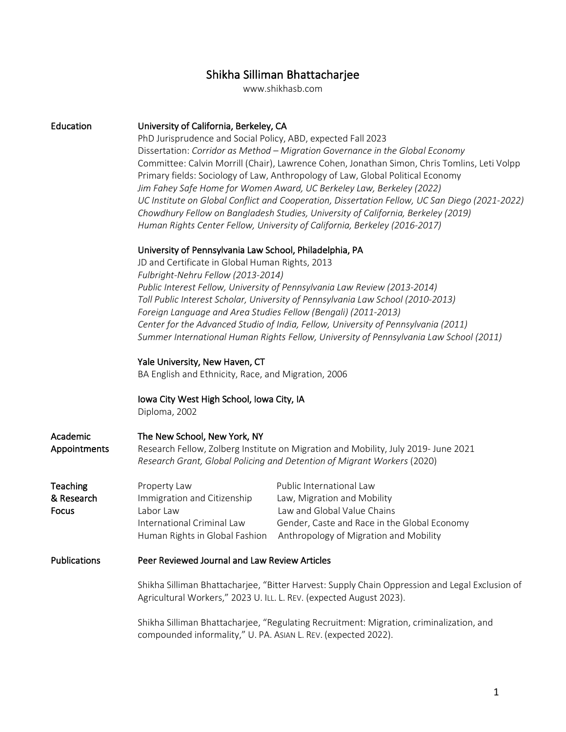# Shikha Silliman Bhattacharjee

www.shikhasb.com

## Education

**University of California, Berkeley, CA**

PhD Jurisprudence and Social Policy, ABD, expected Fall 2023

Dissertation: *Corridor as Method – Migration Governance in the Global Economy*

Committee: Calvin Morrill (Chair), Lawrence Cohen, Jonathan Simon, Chris Tomlins, Leti Volpp

Primary fields: Sociology of Law, Anthropology of Law, Global Political Economy

*Jim Fahey Safe Home for Women Award, UC Berkeley Law, Berkeley (2022)*

*UC Institute on Global Conflict and Cooperation, Dissertation Fellow, UC San Diego (2021-2022)*

*Chowdhury Fellow on Bangladesh Studies, University of California, Berkeley (2019)*

*Human Rights Center Fellow, University of California, Berkeley (2016-2017)*

**University of Pennsylvania Law School, Philadelphia, PA**

JD and Certificate in Global Human Rights, 2013

*Fulbright-Nehru Fellow (2013-2014)*

*Public Interest Fellow, University of Pennsylvania Law Review (2013-2014)*

*Toll Public Interest Scholar, University of Pennsylvania Law School (2010-2013)*

*Foreign Language and Area Studies Fellow (Bengali) (2011-2013)*

*Center for the Advanced Studio of India, Fellow, University of Pennsylvania (2011)*

*Summer International Human Rights Fellow, University of Pennsylvania Law School (2011)*

**Yale University, New Haven, CT**

BA English and Ethnicity, Race, and Migration, 2006

**Iowa City West High School, Iowa City, IA**

Diploma, 2002

## Academic Appointments

**The New School, New York, NY**

Research Fellow, Zolberg Institute on Migration and Mobility, July 2019- June 2021

*Research Grant, Global Policing and Detention of Migrant Workers* (2020)

## Teaching & Research Focus

- Property Law
- Immigration and Citizenship
- Labor Law
- International Criminal Law
- Human Rights in Global Fashion
- Public International Law
- Law, Migration and Mobility
- Law and Global Value Chains
- Gender, Caste and Race in the Global Economy
- Anthropology of Migration and Mobility

## Publications

**Peer Reviewed Journal and Law Review Articles**

Shikha Silliman Bhattacharjee, "Bitter Harvest: Supply Chain Oppression and Legal Exclusion of Agricultural Workers," 2023 U. ILL. L. REV. (expected August 2023).

Shikha Silliman Bhattacharjee, "Regulating Recruitment: Migration, criminalization, and compounded informality," U. PA. ASIAN L. REV. (expected 2022).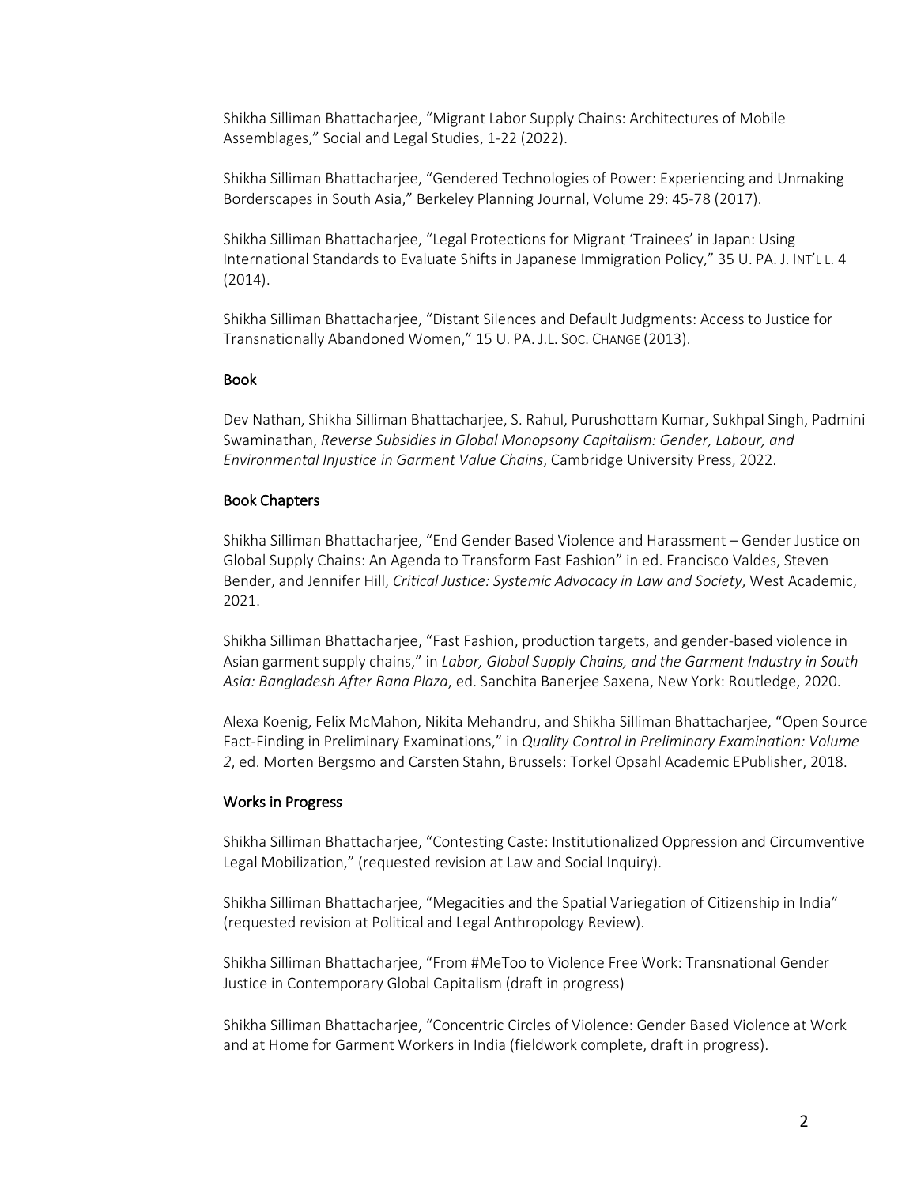Shikha Silliman Bhattacharjee, "Migrant Labor Supply Chains: Architectures of Mobile Assemblages," Social and Legal Studies, 1-22 (2022).

Shikha Silliman Bhattacharjee, "Gendered Technologies of Power: Experiencing and Unmaking Borderscapes in South Asia," Berkeley Planning Journal, Volume 29: 45-78 (2017).

Shikha Silliman Bhattacharjee, "Legal Protections for Migrant 'Trainees' in Japan: Using International Standards to Evaluate Shifts in Japanese Immigration Policy," 35 U. PA. J. INT'L L. 4 (2014).

Shikha Silliman Bhattacharjee, "Distant Silences and Default Judgments: Access to Justice for Transnationally Abandoned Women," 15 U. PA. J.L. SOC. CHANGE (2013).

### Book

Dev Nathan, Shikha Silliman Bhattacharjee, S. Rahul, Purushottam Kumar, Sukhpal Singh, Padmini Swaminathan, *Reverse Subsidies in Global Monopsony Capitalism: Gender, Labour, and Environmental Injustice in Garment Value Chains*, Cambridge University Press, 2022.

### Book Chapters

Shikha Silliman Bhattacharjee, "End Gender Based Violence and Harassment – Gender Justice on Global Supply Chains: An Agenda to Transform Fast Fashion" in ed. Francisco Valdes, Steven Bender, and Jennifer Hill, *Critical Justice: Systemic Advocacy in Law and Society*, West Academic, 2021.

Shikha Silliman Bhattacharjee, "Fast Fashion, production targets, and gender-based violence in Asian garment supply chains," in *Labor, Global Supply Chains, and the Garment Industry in South Asia: Bangladesh After Rana Plaza*, ed. Sanchita Banerjee Saxena, New York: Routledge, 2020.

Alexa Koenig, Felix McMahon, Nikita Mehandru, and Shikha Silliman Bhattacharjee, "Open Source Fact-Finding in Preliminary Examinations," in *Quality Control in Preliminary Examination: Volume 2*, ed. Morten Bergsmo and Carsten Stahn, Brussels: Torkel Opsahl Academic EPublisher, 2018.

### Works in Progress

Shikha Silliman Bhattacharjee, "Contesting Caste: Institutionalized Oppression and Circumventive Legal Mobilization," (requested revision at Law and Social Inquiry).

Shikha Silliman Bhattacharjee, "Megacities and the Spatial Variegation of Citizenship in India" (requested revision at Political and Legal Anthropology Review).

Shikha Silliman Bhattacharjee, "From #MeToo to Violence Free Work: Transnational Gender Justice in Contemporary Global Capitalism (draft in progress)

Shikha Silliman Bhattacharjee, "Concentric Circles of Violence: Gender Based Violence at Work and at Home for Garment Workers in India (fieldwork complete, draft in progress).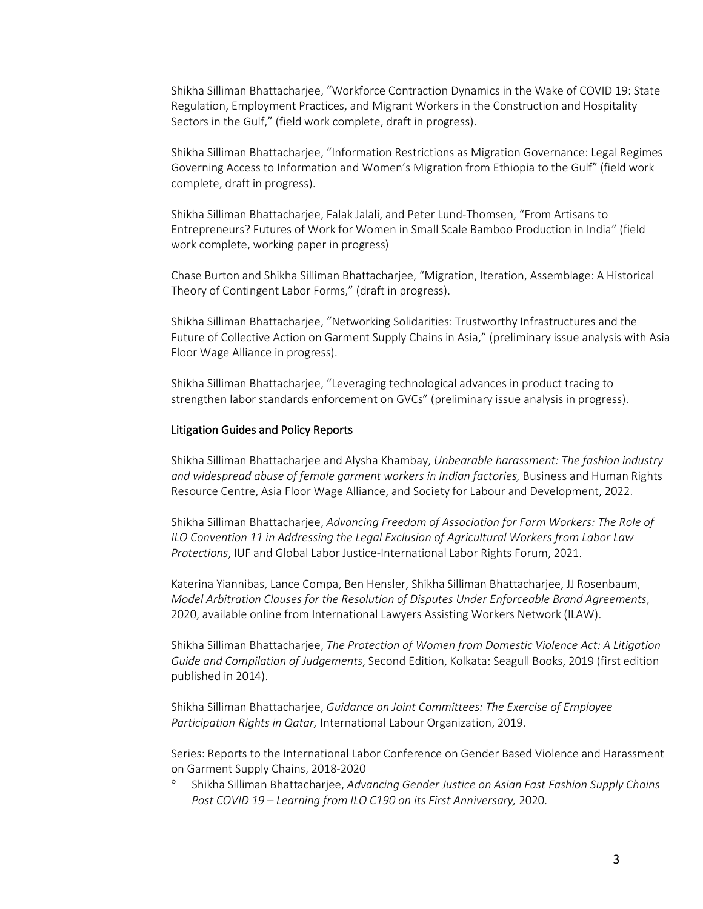Shikha Silliman Bhattacharjee, "Workforce Contraction Dynamics in the Wake of COVID 19: State Regulation, Employment Practices, and Migrant Workers in the Construction and Hospitality Sectors in the Gulf," (field work complete, draft in progress).

Shikha Silliman Bhattacharjee, "Information Restrictions as Migration Governance: Legal Regimes Governing Access to Information and Women's Migration from Ethiopia to the Gulf" (field work complete, draft in progress).

Shikha Silliman Bhattacharjee, Falak Jalali, and Peter Lund-Thomsen, "From Artisans to Entrepreneurs? Futures of Work for Women in Small Scale Bamboo Production in India" (field work complete, working paper in progress)

Chase Burton and Shikha Silliman Bhattacharjee, "Migration, Iteration, Assemblage: A Historical Theory of Contingent Labor Forms," (draft in progress).

Shikha Silliman Bhattacharjee, "Networking Solidarities: Trustworthy Infrastructures and the Future of Collective Action on Garment Supply Chains in Asia," (preliminary issue analysis with Asia Floor Wage Alliance in progress).

Shikha Silliman Bhattacharjee, "Leveraging technological advances in product tracing to strengthen labor standards enforcement on GVCs" (preliminary issue analysis in progress).

## Litigation Guides and Policy Reports

Shikha Silliman Bhattacharjee and Alysha Khambay, *Unbearable harassment: The fashion industry and widespread abuse of female garment workers in Indian factories,* Business and Human Rights Resource Centre, Asia Floor Wage Alliance, and Society for Labour and Development, 2022.

Shikha Silliman Bhattacharjee, *Advancing Freedom of Association for Farm Workers: The Role of ILO Convention 11 in Addressing the Legal Exclusion of Agricultural Workers from Labor Law Protections*, IUF and Global Labor Justice-International Labor Rights Forum, 2021.

Katerina Yiannibas, Lance Compa, Ben Hensler, Shikha Silliman Bhattacharjee, JJ Rosenbaum, *Model Arbitration Clauses for the Resolution of Disputes Under Enforceable Brand Agreements*, 2020, available online from International Lawyers Assisting Workers Network (ILAW).

Shikha Silliman Bhattacharjee, *The Protection of Women from Domestic Violence Act: A Litigation Guide and Compilation of Judgements*, Second Edition, Kolkata: Seagull Books, 2019 (first edition published in 2014).

Shikha Silliman Bhattacharjee, *Guidance on Joint Committees: The Exercise of Employee Participation Rights in Qatar,* International Labour Organization, 2019.

Series: Reports to the International Labor Conference on Gender Based Violence and Harassment on Garment Supply Chains, 2018-2020

- Shikha Silliman Bhattacharjee, *Advancing Gender Justice on Asian Fast Fashion Supply Chains Post COVID 19 – Learning from ILO C190 on its First Anniversary,* 2020.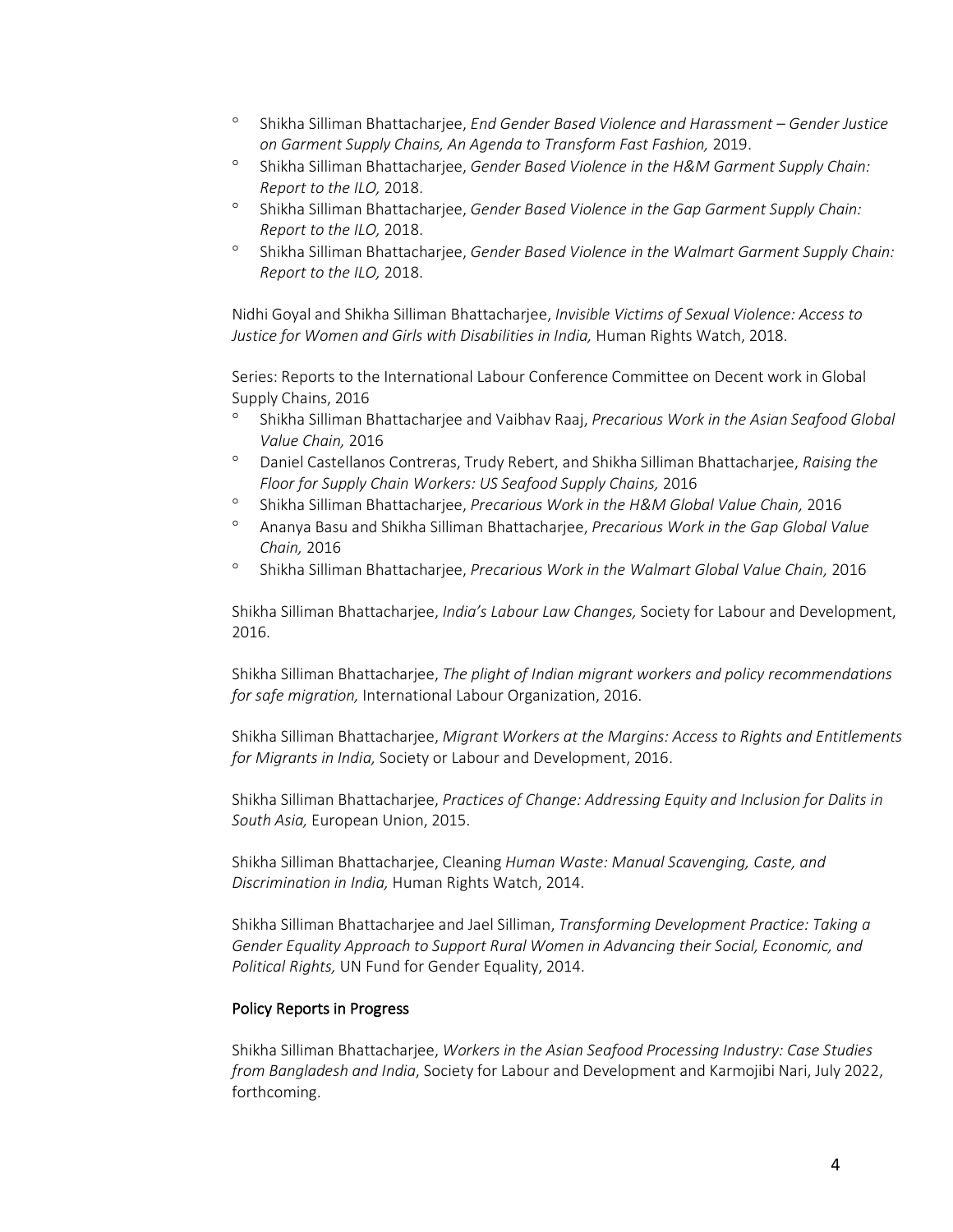- Shikha Silliman Bhattacharjee, *End Gender Based Violence and Harassment – Gender Justice on Garment Supply Chains, An Agenda to Transform Fast Fashion,* 2019.
- Shikha Silliman Bhattacharjee, *Gender Based Violence in the H&M Garment Supply Chain: Report to the ILO,* 2018.
- Shikha Silliman Bhattacharjee, *Gender Based Violence in the Gap Garment Supply Chain: Report to the ILO,* 2018.
- Shikha Silliman Bhattacharjee, *Gender Based Violence in the Walmart Garment Supply Chain: Report to the ILO,* 2018.

Nidhi Goyal and Shikha Silliman Bhattacharjee, *Invisible Victims of Sexual Violence: Access to Justice for Women and Girls with Disabilities in India,* Human Rights Watch, 2018.

Series: Reports to the International Labour Conference Committee on Decent work in Global Supply Chains, 2016

- Shikha Silliman Bhattacharjee and Vaibhav Raaj, *Precarious Work in the Asian Seafood Global Value Chain,* 2016
- Daniel Castellanos Contreras, Trudy Rebert, and Shikha Silliman Bhattacharjee, *Raising the Floor for Supply Chain Workers: US Seafood Supply Chains,* 2016
- Shikha Silliman Bhattacharjee, *Precarious Work in the H&M Global Value Chain,* 2016
- Ananya Basu and Shikha Silliman Bhattacharjee, *Precarious Work in the Gap Global Value Chain,* 2016
- Shikha Silliman Bhattacharjee, *Precarious Work in the Walmart Global Value Chain,* 2016

Shikha Silliman Bhattacharjee, *India's Labour Law Changes,* Society for Labour and Development, 2016.

Shikha Silliman Bhattacharjee, *The plight of Indian migrant workers and policy recommendations for safe migration,* International Labour Organization, 2016.

Shikha Silliman Bhattacharjee, *Migrant Workers at the Margins: Access to Rights and Entitlements for Migrants in India,* Society or Labour and Development, 2016.

Shikha Silliman Bhattacharjee, *Practices of Change: Addressing Equity and Inclusion for Dalits in South Asia,* European Union, 2015.

Shikha Silliman Bhattacharjee, Cleaning *Human Waste: Manual Scavenging, Caste, and Discrimination in India,* Human Rights Watch, 2014.

Shikha Silliman Bhattacharjee and Jael Silliman, *Transforming Development Practice: Taking a Gender Equality Approach to Support Rural Women in Advancing their Social, Economic, and Political Rights,* UN Fund for Gender Equality, 2014.

## Policy Reports in Progress

Shikha Silliman Bhattacharjee, *Workers in the Asian Seafood Processing Industry: Case Studies from Bangladesh and India*, Society for Labour and Development and Karmojibi Nari, July 2022, forthcoming.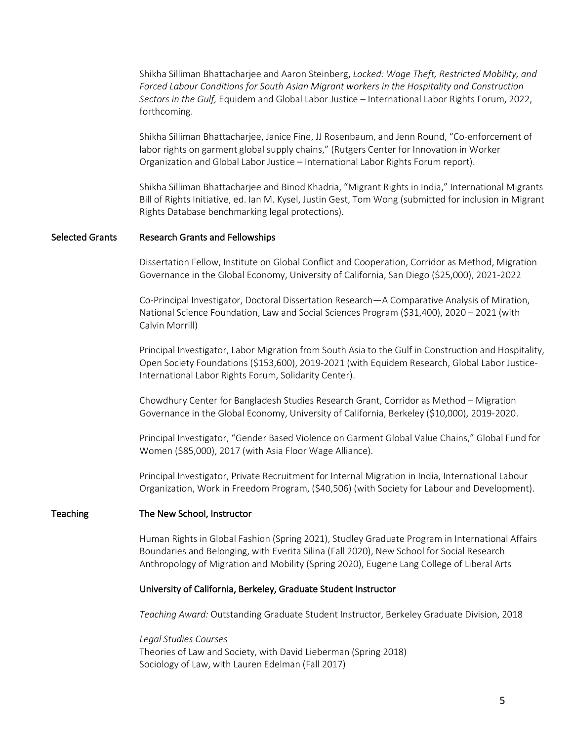Shikha Silliman Bhattacharjee and Aaron Steinberg, *Locked: Wage Theft, Restricted Mobility, and Forced Labour Conditions for South Asian Migrant workers in the Hospitality and Construction Sectors in the Gulf,* Equidem and Global Labor Justice – International Labor Rights Forum, 2022, forthcoming.

Shikha Silliman Bhattacharjee, Janice Fine, JJ Rosenbaum, and Jenn Round, "Co-enforcement of labor rights on garment global supply chains," (Rutgers Center for Innovation in Worker Organization and Global Labor Justice – International Labor Rights Forum report).

Shikha Silliman Bhattacharjee and Binod Khadria, "Migrant Rights in India," International Migrants Bill of Rights Initiative, ed. Ian M. Kysel, Justin Gest, Tom Wong (submitted for inclusion in Migrant Rights Database benchmarking legal protections).

## Selected Grants

### Research Grants and Fellowships

Dissertation Fellow, Institute on Global Conflict and Cooperation, Corridor as Method, Migration Governance in the Global Economy, University of California, San Diego ($25,000), 2021-2022

Co-Principal Investigator, Doctoral Dissertation Research—A Comparative Analysis of Miration, National Science Foundation, Law and Social Sciences Program ($31,400), 2020 – 2021 (with Calvin Morrill)

Principal Investigator, Labor Migration from South Asia to the Gulf in Construction and Hospitality, Open Society Foundations ($153,600), 2019-2021 (with Equidem Research, Global Labor Justice-International Labor Rights Forum, Solidarity Center).

Chowdhury Center for Bangladesh Studies Research Grant, Corridor as Method – Migration Governance in the Global Economy, University of California, Berkeley ($10,000), 2019-2020.

Principal Investigator, "Gender Based Violence on Garment Global Value Chains," Global Fund for Women ($85,000), 2017 (with Asia Floor Wage Alliance).

Principal Investigator, Private Recruitment for Internal Migration in India, International Labour Organization, Work in Freedom Program, ($40,506) (with Society for Labour and Development).

## Teaching

### The New School, Instructor

Human Rights in Global Fashion (Spring 2021), Studley Graduate Program in International Affairs
Boundaries and Belonging, with Everita Silina (Fall 2020), New School for Social Research
Anthropology of Migration and Mobility (Spring 2020), Eugene Lang College of Liberal Arts

### University of California, Berkeley, Graduate Student Instructor

*Teaching Award:* Outstanding Graduate Student Instructor, Berkeley Graduate Division, 2018

*Legal Studies Courses*
Theories of Law and Society, with David Lieberman (Spring 2018)
Sociology of Law, with Lauren Edelman (Fall 2017)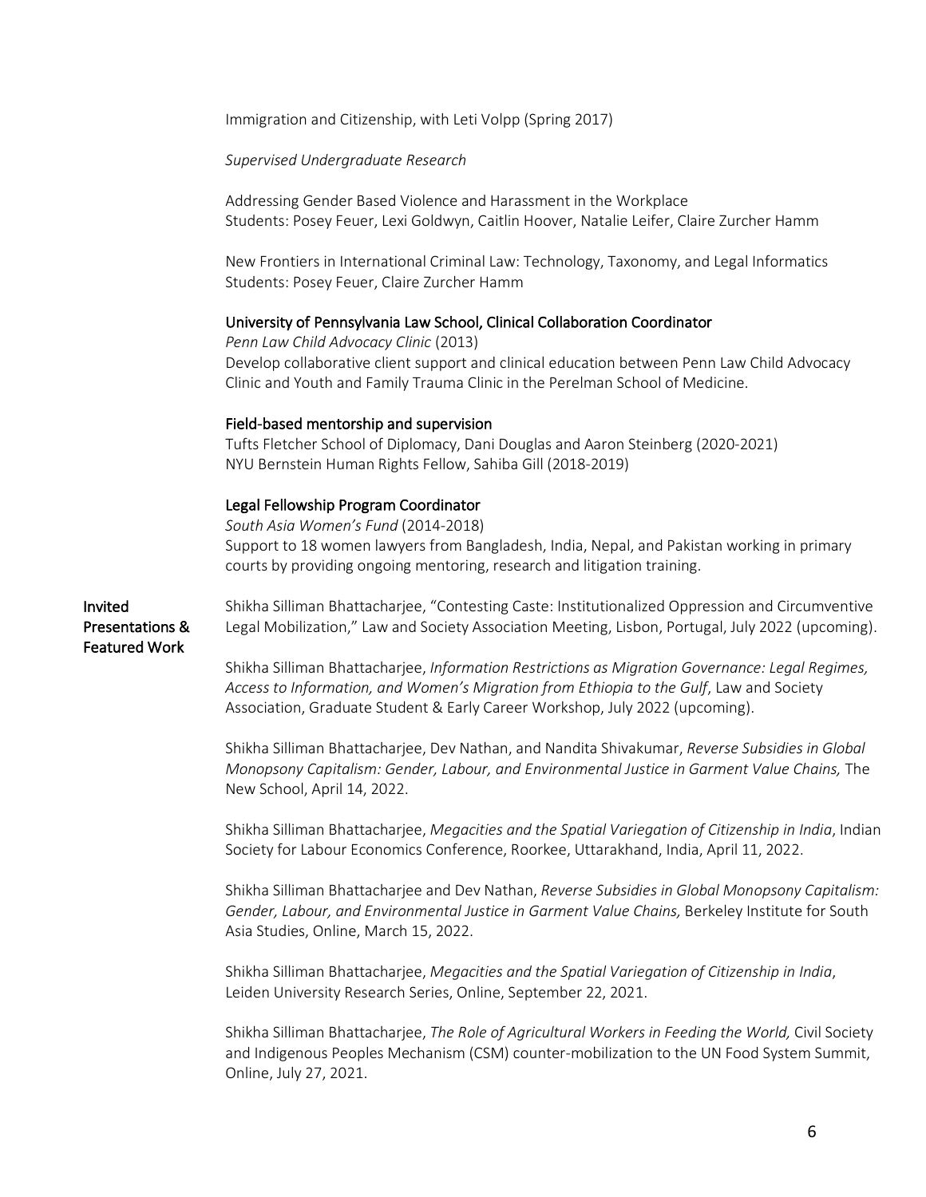Immigration and Citizenship, with Leti Volpp (Spring 2017)

*Supervised Undergraduate Research*

Addressing Gender Based Violence and Harassment in the Workplace
Students: Posey Feuer, Lexi Goldwyn, Caitlin Hoover, Natalie Leifer, Claire Zurcher Hamm

New Frontiers in International Criminal Law: Technology, Taxonomy, and Legal Informatics
Students: Posey Feuer, Claire Zurcher Hamm

**University of Pennsylvania Law School, Clinical Collaboration Coordinator**
*Penn Law Child Advocacy Clinic* (2013)
Develop collaborative client support and clinical education between Penn Law Child Advocacy Clinic and Youth and Family Trauma Clinic in the Perelman School of Medicine.

**Field-based mentorship and supervision**
Tufts Fletcher School of Diplomacy, Dani Douglas and Aaron Steinberg (2020-2021)
NYU Bernstein Human Rights Fellow, Sahiba Gill (2018-2019)

**Legal Fellowship Program Coordinator**
*South Asia Women's Fund* (2014-2018)
Support to 18 women lawyers from Bangladesh, India, Nepal, and Pakistan working in primary courts by providing ongoing mentoring, research and litigation training.

## Invited Presentations & Featured Work

Shikha Silliman Bhattacharjee, "Contesting Caste: Institutionalized Oppression and Circumventive Legal Mobilization," Law and Society Association Meeting, Lisbon, Portugal, July 2022 (upcoming).

Shikha Silliman Bhattacharjee, *Information Restrictions as Migration Governance: Legal Regimes, Access to Information, and Women's Migration from Ethiopia to the Gulf*, Law and Society Association, Graduate Student & Early Career Workshop, July 2022 (upcoming).

Shikha Silliman Bhattacharjee, Dev Nathan, and Nandita Shivakumar, *Reverse Subsidies in Global Monopsony Capitalism: Gender, Labour, and Environmental Justice in Garment Value Chains,* The New School, April 14, 2022.

Shikha Silliman Bhattacharjee, *Megacities and the Spatial Variegation of Citizenship in India*, Indian Society for Labour Economics Conference, Roorkee, Uttarakhand, India, April 11, 2022.

Shikha Silliman Bhattacharjee and Dev Nathan, *Reverse Subsidies in Global Monopsony Capitalism: Gender, Labour, and Environmental Justice in Garment Value Chains,* Berkeley Institute for South Asia Studies, Online, March 15, 2022.

Shikha Silliman Bhattacharjee, *Megacities and the Spatial Variegation of Citizenship in India*, Leiden University Research Series, Online, September 22, 2021.

Shikha Silliman Bhattacharjee, *The Role of Agricultural Workers in Feeding the World,* Civil Society and Indigenous Peoples Mechanism (CSM) counter-mobilization to the UN Food System Summit, Online, July 27, 2021.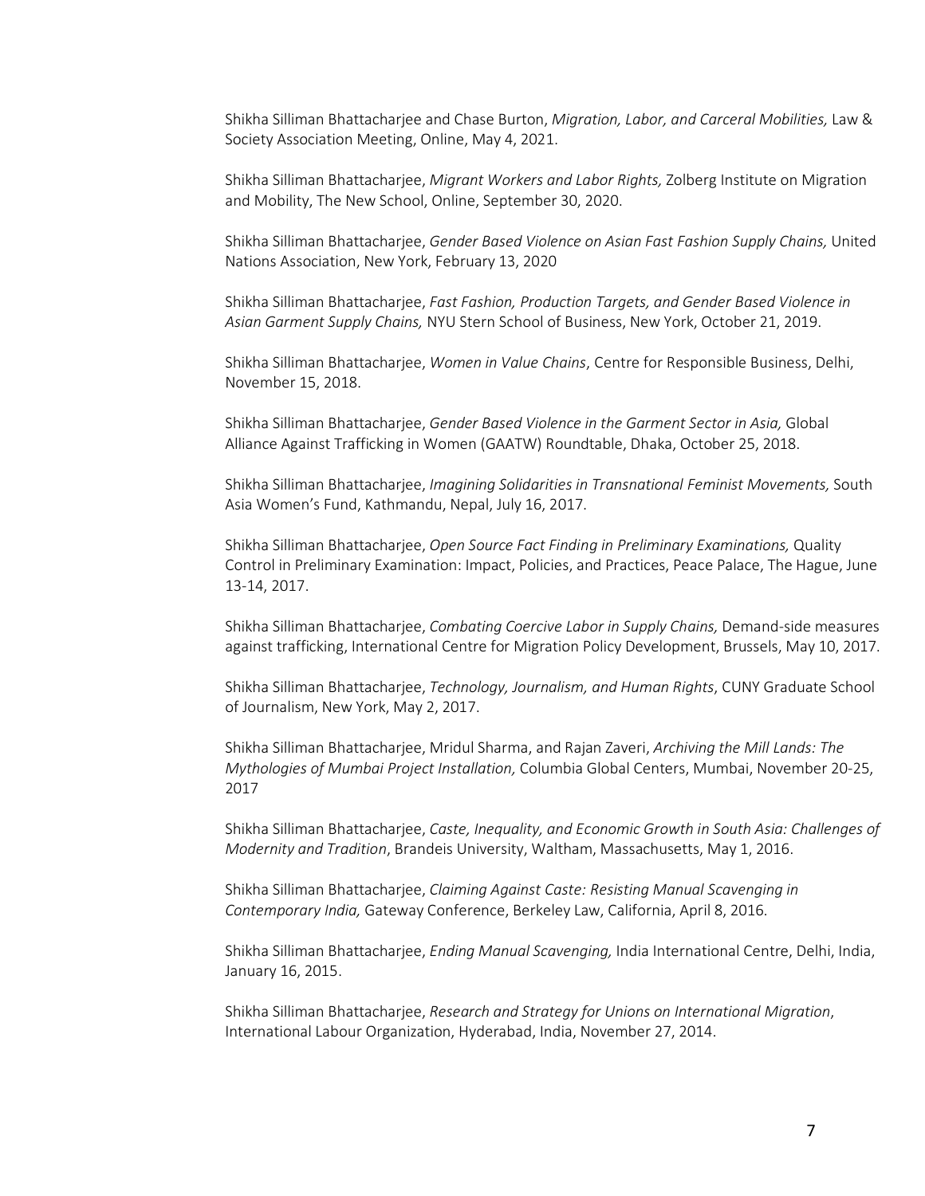Shikha Silliman Bhattacharjee and Chase Burton, *Migration, Labor, and Carceral Mobilities,* Law & Society Association Meeting, Online, May 4, 2021.

Shikha Silliman Bhattacharjee, *Migrant Workers and Labor Rights,* Zolberg Institute on Migration and Mobility, The New School, Online, September 30, 2020.

Shikha Silliman Bhattacharjee, *Gender Based Violence on Asian Fast Fashion Supply Chains,* United Nations Association, New York, February 13, 2020

Shikha Silliman Bhattacharjee, *Fast Fashion, Production Targets, and Gender Based Violence in Asian Garment Supply Chains,* NYU Stern School of Business, New York, October 21, 2019.

Shikha Silliman Bhattacharjee, *Women in Value Chains*, Centre for Responsible Business, Delhi, November 15, 2018.

Shikha Silliman Bhattacharjee, *Gender Based Violence in the Garment Sector in Asia,* Global Alliance Against Trafficking in Women (GAATW) Roundtable, Dhaka, October 25, 2018.

Shikha Silliman Bhattacharjee, *Imagining Solidarities in Transnational Feminist Movements,* South Asia Women's Fund, Kathmandu, Nepal, July 16, 2017.

Shikha Silliman Bhattacharjee, *Open Source Fact Finding in Preliminary Examinations,* Quality Control in Preliminary Examination: Impact, Policies, and Practices, Peace Palace, The Hague, June 13-14, 2017.

Shikha Silliman Bhattacharjee, *Combating Coercive Labor in Supply Chains,* Demand-side measures against trafficking, International Centre for Migration Policy Development, Brussels, May 10, 2017.

Shikha Silliman Bhattacharjee, *Technology, Journalism, and Human Rights*, CUNY Graduate School of Journalism, New York, May 2, 2017.

Shikha Silliman Bhattacharjee, Mridul Sharma, and Rajan Zaveri, *Archiving the Mill Lands: The Mythologies of Mumbai Project Installation,* Columbia Global Centers, Mumbai, November 20-25, 2017

Shikha Silliman Bhattacharjee, *Caste, Inequality, and Economic Growth in South Asia: Challenges of Modernity and Tradition*, Brandeis University, Waltham, Massachusetts, May 1, 2016.

Shikha Silliman Bhattacharjee, *Claiming Against Caste: Resisting Manual Scavenging in Contemporary India,* Gateway Conference, Berkeley Law, California, April 8, 2016.

Shikha Silliman Bhattacharjee, *Ending Manual Scavenging,* India International Centre, Delhi, India, January 16, 2015.

Shikha Silliman Bhattacharjee, *Research and Strategy for Unions on International Migration*, International Labour Organization, Hyderabad, India, November 27, 2014.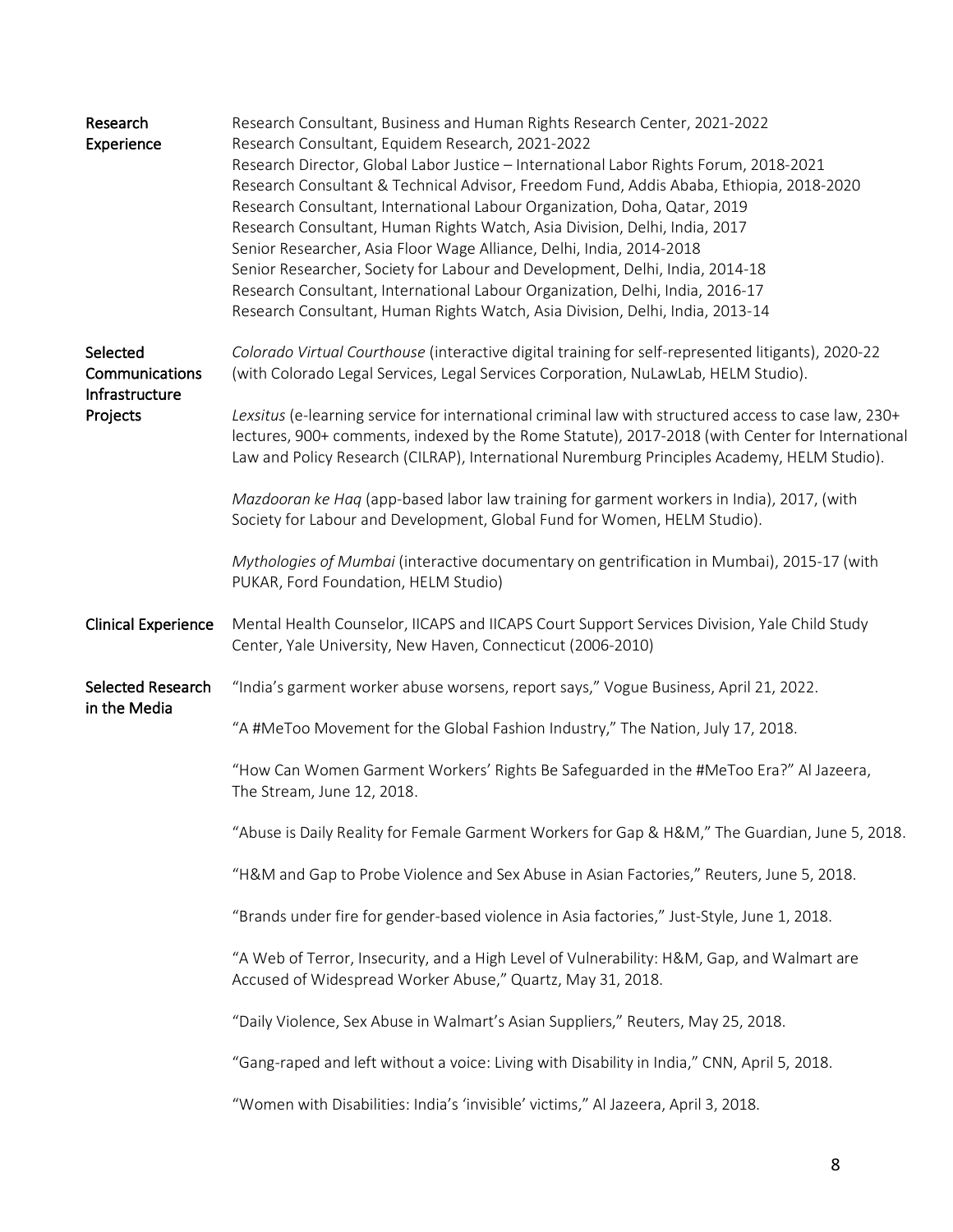## Research Experience

Research Consultant, Business and Human Rights Research Center, 2021-2022
Research Consultant, Equidem Research, 2021-2022
Research Director, Global Labor Justice – International Labor Rights Forum, 2018-2021
Research Consultant & Technical Advisor, Freedom Fund, Addis Ababa, Ethiopia, 2018-2020
Research Consultant, International Labour Organization, Doha, Qatar, 2019
Research Consultant, Human Rights Watch, Asia Division, Delhi, India, 2017
Senior Researcher, Asia Floor Wage Alliance, Delhi, India, 2014-2018
Senior Researcher, Society for Labour and Development, Delhi, India, 2014-18
Research Consultant, International Labour Organization, Delhi, India, 2016-17
Research Consultant, Human Rights Watch, Asia Division, Delhi, India, 2013-14

## Selected Communications Infrastructure Projects

*Colorado Virtual Courthouse* (interactive digital training for self-represented litigants), 2020-22 (with Colorado Legal Services, Legal Services Corporation, NuLawLab, HELM Studio).

*Lexsitus* (e-learning service for international criminal law with structured access to case law, 230+ lectures, 900+ comments, indexed by the Rome Statute), 2017-2018 (with Center for International Law and Policy Research (CILRAP), International Nuremburg Principles Academy, HELM Studio).

*Mazdooran ke Haq* (app-based labor law training for garment workers in India), 2017, (with Society for Labour and Development, Global Fund for Women, HELM Studio).

*Mythologies of Mumbai* (interactive documentary on gentrification in Mumbai), 2015-17 (with PUKAR, Ford Foundation, HELM Studio)

## Clinical Experience

Mental Health Counselor, IICAPS and IICAPS Court Support Services Division, Yale Child Study Center, Yale University, New Haven, Connecticut (2006-2010)

## Selected Research in the Media

"India's garment worker abuse worsens, report says," Vogue Business, April 21, 2022.

"A #MeToo Movement for the Global Fashion Industry," The Nation, July 17, 2018.

"How Can Women Garment Workers' Rights Be Safeguarded in the #MeToo Era?" Al Jazeera, The Stream, June 12, 2018.

"Abuse is Daily Reality for Female Garment Workers for Gap & H&M," The Guardian, June 5, 2018.

"H&M and Gap to Probe Violence and Sex Abuse in Asian Factories," Reuters, June 5, 2018.

"Brands under fire for gender-based violence in Asia factories," Just-Style, June 1, 2018.

"A Web of Terror, Insecurity, and a High Level of Vulnerability: H&M, Gap, and Walmart are Accused of Widespread Worker Abuse," Quartz, May 31, 2018.

"Daily Violence, Sex Abuse in Walmart's Asian Suppliers," Reuters, May 25, 2018.

"Gang-raped and left without a voice: Living with Disability in India," CNN, April 5, 2018.

"Women with Disabilities: India's 'invisible' victims," Al Jazeera, April 3, 2018.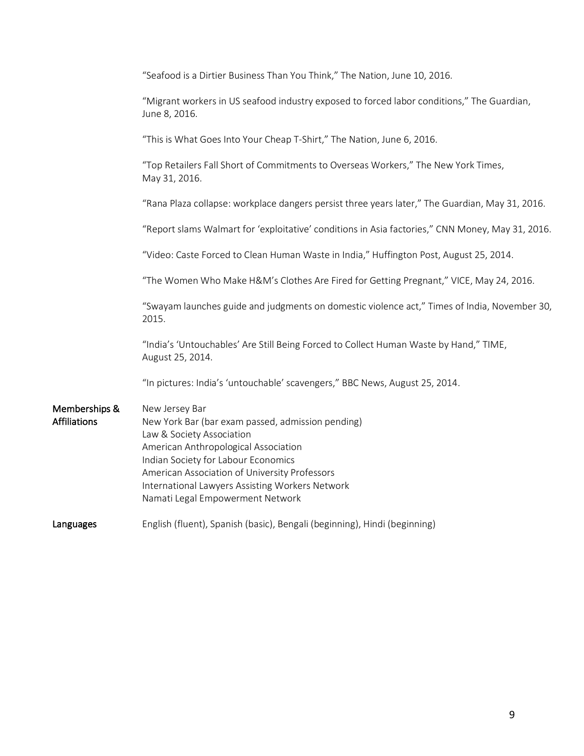"Seafood is a Dirtier Business Than You Think," The Nation, June 10, 2016.

"Migrant workers in US seafood industry exposed to forced labor conditions," The Guardian, June 8, 2016.

"This is What Goes Into Your Cheap T-Shirt," The Nation, June 6, 2016.

"Top Retailers Fall Short of Commitments to Overseas Workers," The New York Times, May 31, 2016.

"Rana Plaza collapse: workplace dangers persist three years later," The Guardian, May 31, 2016.

"Report slams Walmart for 'exploitative' conditions in Asia factories," CNN Money, May 31, 2016.

"Video: Caste Forced to Clean Human Waste in India," Huffington Post, August 25, 2014.

"The Women Who Make H&M's Clothes Are Fired for Getting Pregnant," VICE, May 24, 2016.

"Swayam launches guide and judgments on domestic violence act," Times of India, November 30, 2015.

"India's 'Untouchables' Are Still Being Forced to Collect Human Waste by Hand," TIME, August 25, 2014.

"In pictures: India's 'untouchable' scavengers," BBC News, August 25, 2014.

**Memberships & Affiliations**

New Jersey Bar
New York Bar (bar exam passed, admission pending)
Law & Society Association
American Anthropological Association
Indian Society for Labour Economics
American Association of University Professors
International Lawyers Assisting Workers Network
Namati Legal Empowerment Network

**Languages**

English (fluent), Spanish (basic), Bengali (beginning), Hindi (beginning)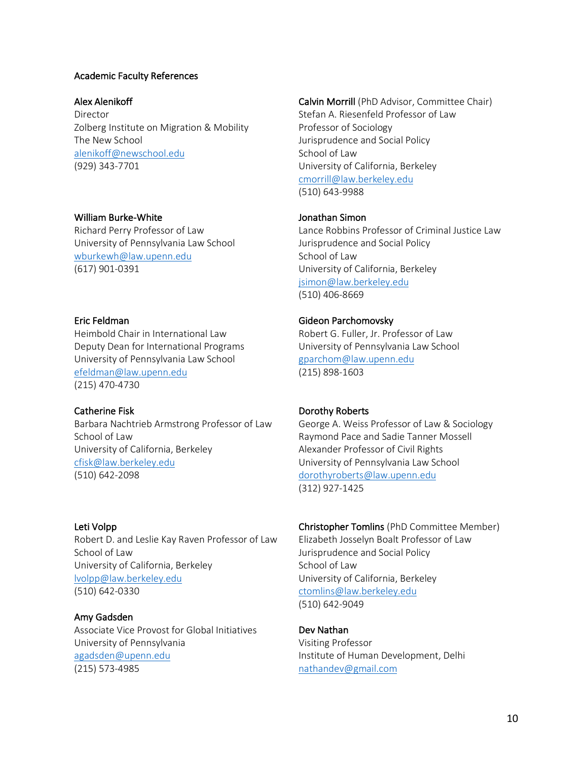Academic Faculty References

**Alex Alenikoff**
Director
Zolberg Institute on Migration & Mobility
The New School
alenikoff@newschool.edu
(929) 343-7701

**William Burke-White**
Richard Perry Professor of Law
University of Pennsylvania Law School
wburkewh@law.upenn.edu
(617) 901-0391

**Eric Feldman**
Heimbold Chair in International Law
Deputy Dean for International Programs
University of Pennsylvania Law School
efeldman@law.upenn.edu
(215) 470-4730

**Catherine Fisk**
Barbara Nachtrieb Armstrong Professor of Law
School of Law
University of California, Berkeley
cfisk@law.berkeley.edu
(510) 642-2098

**Leti Volpp**
Robert D. and Leslie Kay Raven Professor of Law
School of Law
University of California, Berkeley
lvolpp@law.berkeley.edu
(510) 642-0330

**Amy Gadsden**
Associate Vice Provost for Global Initiatives
University of Pennsylvania
agadsden@upenn.edu
(215) 573-4985

**Calvin Morrill** (PhD Advisor, Committee Chair)
Stefan A. Riesenfeld Professor of Law
Professor of Sociology
Jurisprudence and Social Policy
School of Law
University of California, Berkeley
cmorrill@law.berkeley.edu
(510) 643-9988

**Jonathan Simon**
Lance Robbins Professor of Criminal Justice Law
Jurisprudence and Social Policy
School of Law
University of California, Berkeley
jsimon@law.berkeley.edu
(510) 406-8669

**Gideon Parchomovsky**
Robert G. Fuller, Jr. Professor of Law
University of Pennsylvania Law School
gparchom@law.upenn.edu
(215) 898-1603

**Dorothy Roberts**
George A. Weiss Professor of Law & Sociology
Raymond Pace and Sadie Tanner Mossell
Alexander Professor of Civil Rights
University of Pennsylvania Law School
dorothyroberts@law.upenn.edu
(312) 927-1425

**Christopher Tomlins** (PhD Committee Member)
Elizabeth Josselyn Boalt Professor of Law
Jurisprudence and Social Policy
School of Law
University of California, Berkeley
ctomlins@law.berkeley.edu
(510) 642-9049

**Dev Nathan**
Visiting Professor
Institute of Human Development, Delhi
nathandev@gmail.com